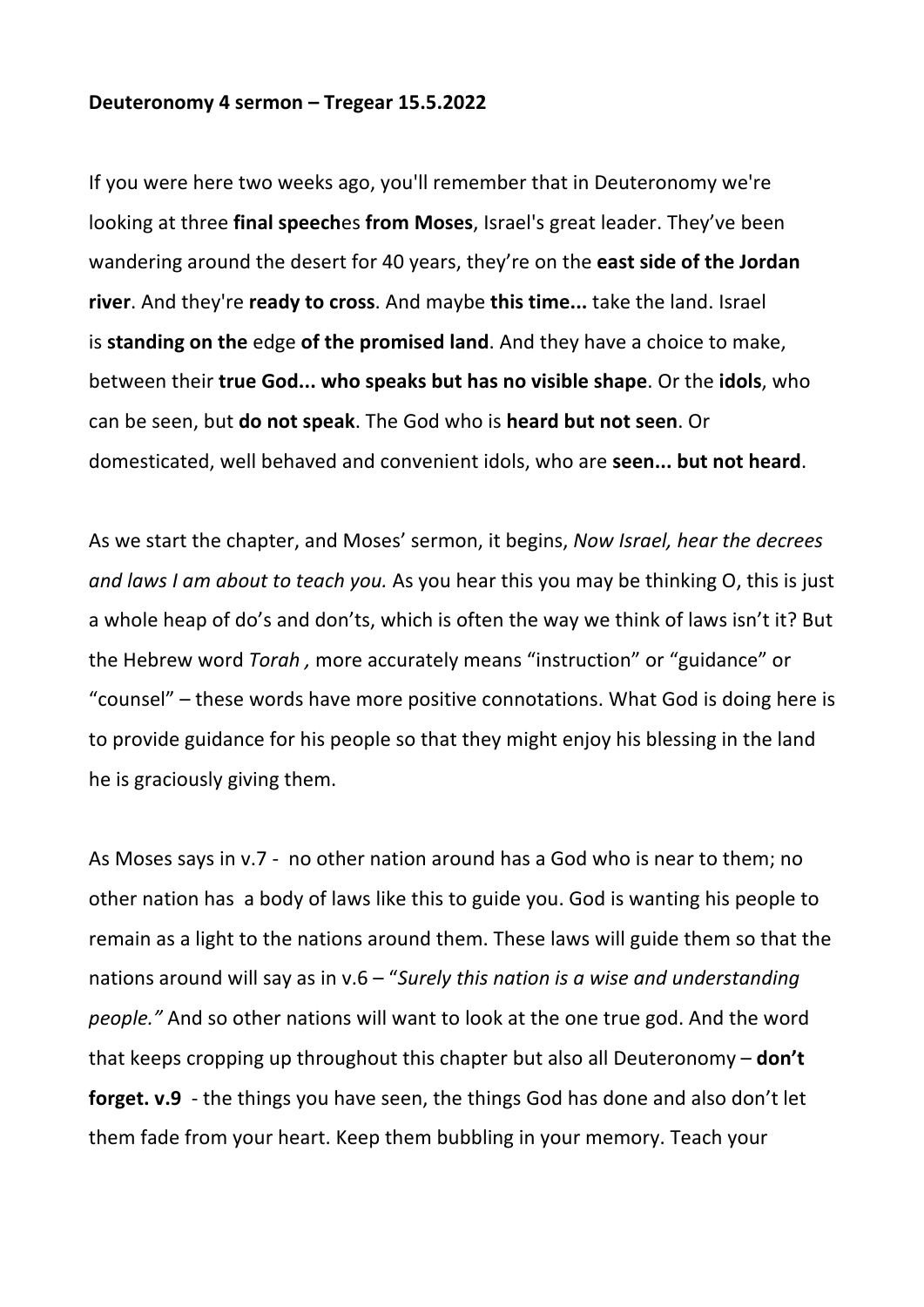**Deuteronomy 4 sermon – Tregear 15.5.2022**

If you were here two weeks ago, you'll remember that in Deuteronomy we're looking at three **final speech**es **from Moses**, Israel's great leader. They've been wandering around the desert for 40 years, they're on the **east side of the Jordan river**. And they're **ready to cross**. And maybe **this time...** take the land. Israel is **standing on the** edge **of the promised land**. And they have a choice to make, between their **true God... who speaks but has no visible shape**. Or the **idols**, who can be seen, but **do not speak**. The God who is **heard but not seen**. Or domesticated, well behaved and convenient idols, who are **seen... but not heard**.

As we start the chapter, and Moses' sermon, it begins, *Now Israel, hear the decrees and laws I am about to teach you.* As you hear this you may be thinking O, this is just a whole heap of do's and don'ts, which is often the way we think of laws isn't it? But the Hebrew word *Torah ,* more accurately means "instruction" or "guidance" or "counsel" – these words have more positive connotations. What God is doing here is to provide guidance for his people so that they might enjoy his blessing in the land he is graciously giving them.

As Moses says in v.7 - no other nation around has a God who is near to them; no other nation has a body of laws like this to guide you. God is wanting his people to remain as a light to the nations around them. These laws will guide them so that the nations around will say as in v.6 – "*Surely this nation is a wise and understanding people."* And so other nations will want to look at the one true god. And the word that keeps cropping up throughout this chapter but also all Deuteronomy – **don't forget. v.9** - the things you have seen, the things God has done and also don't let them fade from your heart. Keep them bubbling in your memory. Teach your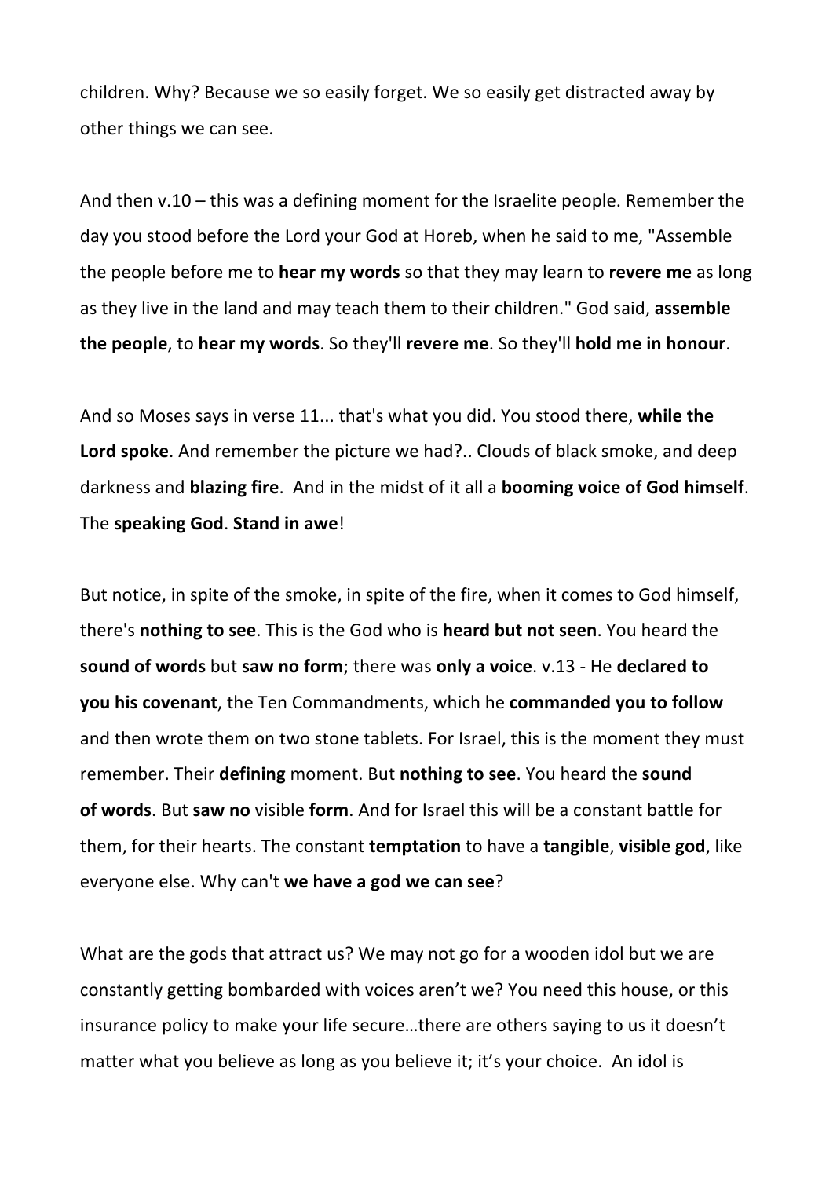children. Why? Because we so easily forget. We so easily get distracted away by other things we can see.

And then v.10 – this was a defining moment for the Israelite people. Remember the day you stood before the Lord your God at Horeb, when he said to me, "Assemble the people before me to **hear my words** so that they may learn to **revere me** as long as they live in the land and may teach them to their children." God said, **assemble the people**, to **hear my words**. So they'll **revere me**. So they'll **hold me in honour**.

And so Moses says in verse 11... that's what you did. You stood there, **while the Lord spoke**. And remember the picture we had?.. Clouds of black smoke, and deep darkness and **blazing fire**. And in the midst of it all a **booming voice of God himself**. The **speaking God**. **Stand in awe**!

But notice, in spite of the smoke, in spite of the fire, when it comes to God himself, there's **nothing to see**. This is the God who is **heard but not seen**. You heard the **sound of words** but **saw no form**; there was **only a voice**. v.13 - He **declared to you his covenant**, the Ten Commandments, which he **commanded you to follow** and then wrote them on two stone tablets. For Israel, this is the moment they must remember. Their **defining** moment. But **nothing to see**. You heard the **sound of words**. But **saw no** visible **form**. And for Israel this will be a constant battle for them, for their hearts. The constant **temptation** to have a **tangible**, **visible god**, like everyone else. Why can't **we have a god we can see**?

What are the gods that attract us? We may not go for a wooden idol but we are constantly getting bombarded with voices aren't we? You need this house, or this insurance policy to make your life secure…there are others saying to us it doesn't matter what you believe as long as you believe it; it's your choice. An idol is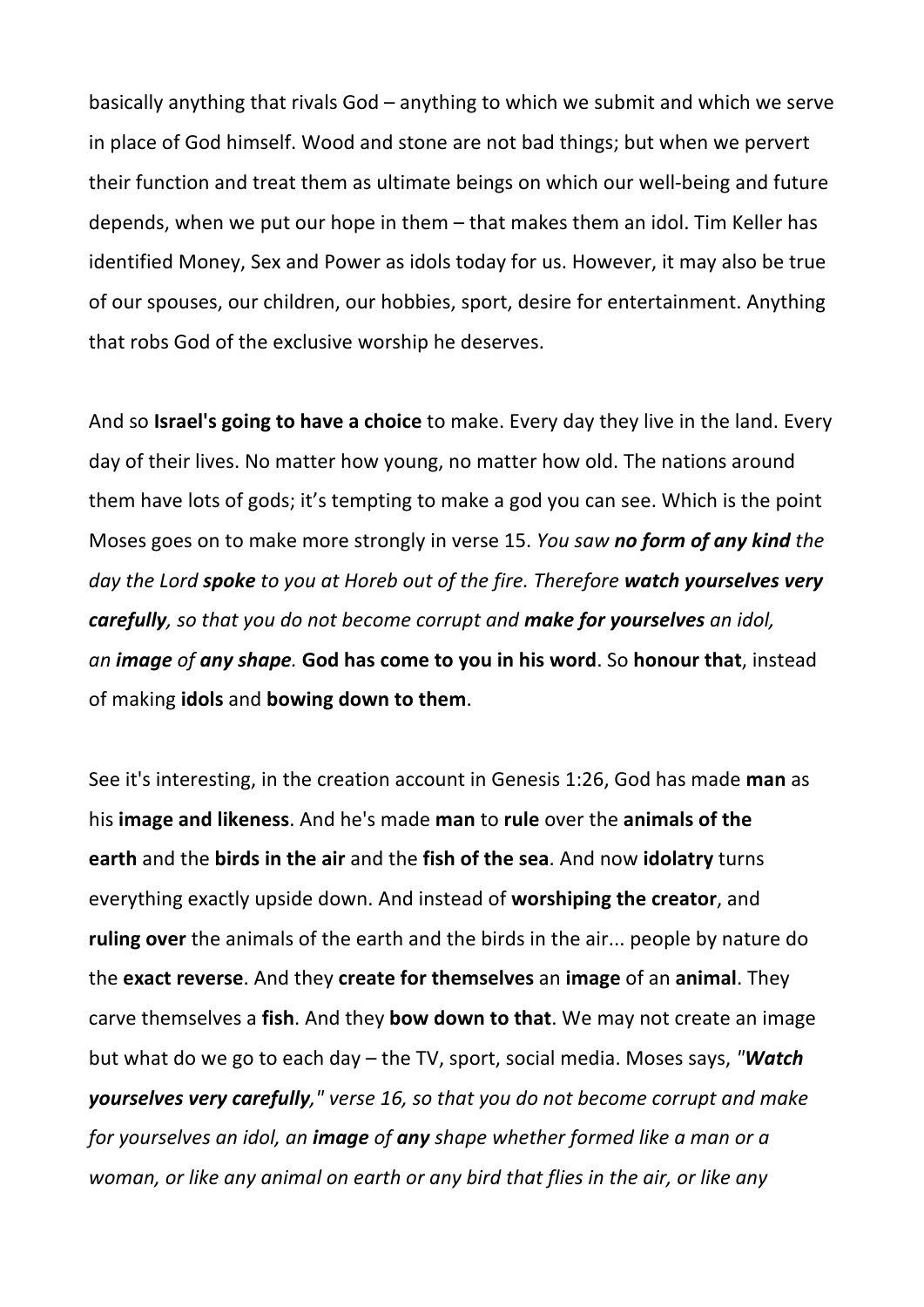basically anything that rivals God – anything to which we submit and which we serve in place of God himself. Wood and stone are not bad things; but when we pervert their function and treat them as ultimate beings on which our well-being and future depends, when we put our hope in them – that makes them an idol. Tim Keller has identified Money, Sex and Power as idols today for us. However, it may also be true of our spouses, our children, our hobbies, sport, desire for entertainment. Anything that robs God of the exclusive worship he deserves.

And so **Israel's going to have a choice** to make. Every day they live in the land. Every day of their lives. No matter how young, no matter how old. The nations around them have lots of gods; it's tempting to make a god you can see. Which is the point Moses goes on to make more strongly in verse 15. *You saw **no form of any kind** the day the Lord **spoke** to you at Horeb out of the fire. Therefore **watch yourselves very carefully**, so that you do not become corrupt and **make for yourselves** an idol, an **image** of **any shape**.* **God has come to you in his word**. So **honour that**, instead of making **idols** and **bowing down to them**.

See it's interesting, in the creation account in Genesis 1:26, God has made **man** as his **image and likeness**. And he's made **man** to **rule** over the **animals of the earth** and the **birds in the air** and the **fish of the sea**. And now **idolatry** turns everything exactly upside down. And instead of **worshiping the creator**, and **ruling over** the animals of the earth and the birds in the air... people by nature do the **exact reverse**. And they **create for themselves** an **image** of an **animal**. They carve themselves a **fish**. And they **bow down to that**. We may not create an image but what do we go to each day – the TV, sport, social media. Moses says, *"**Watch yourselves very carefully**," verse 16, so that you do not become corrupt and make for yourselves an idol, an **image** of **any** shape whether formed like a man or a woman, or like any animal on earth or any bird that flies in the air, or like any*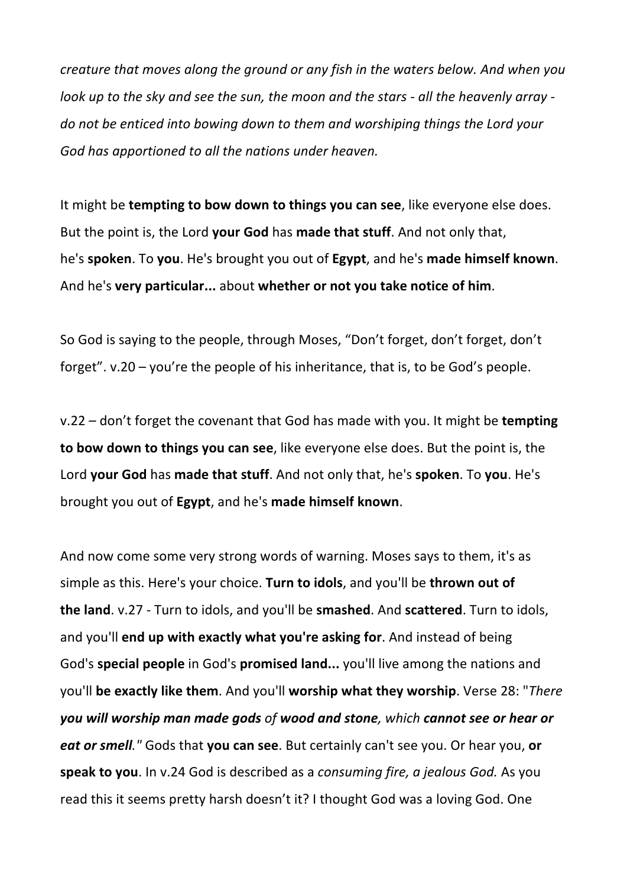*creature that moves along the ground or any fish in the waters below. And when you look up to the sky and see the sun, the moon and the stars - all the heavenly array - do not be enticed into bowing down to them and worshiping things the Lord your God has apportioned to all the nations under heaven.*

It might be **tempting to bow down to things you can see**, like everyone else does. But the point is, the Lord **your God** has **made that stuff**. And not only that, he's **spoken**. To **you**. He's brought you out of **Egypt**, and he's **made himself known**. And he's **very particular...** about **whether or not you take notice of him**.

So God is saying to the people, through Moses, "Don't forget, don't forget, don't forget". v.20 – you're the people of his inheritance, that is, to be God's people.

v.22 – don't forget the covenant that God has made with you. It might be **tempting to bow down to things you can see**, like everyone else does. But the point is, the Lord **your God** has **made that stuff**. And not only that, he's **spoken**. To **you**. He's brought you out of **Egypt**, and he's **made himself known**.

And now come some very strong words of warning. Moses says to them, it's as simple as this. Here's your choice. **Turn to idols**, and you'll be **thrown out of the land**. v.27 - Turn to idols, and you'll be **smashed**. And **scattered**. Turn to idols, and you'll **end up with exactly what you're asking for**. And instead of being God's **special people** in God's **promised land...** you'll live among the nations and you'll **be exactly like them**. And you'll **worship what they worship**. Verse 28: "*There **you will worship man made gods** of **wood and stone**, which **cannot see or hear or eat or smell**."* Gods that **you can see**. But certainly can't see you. Or hear you, **or speak to you**. In v.24 God is described as a *consuming fire, a jealous God.* As you read this it seems pretty harsh doesn't it? I thought God was a loving God. One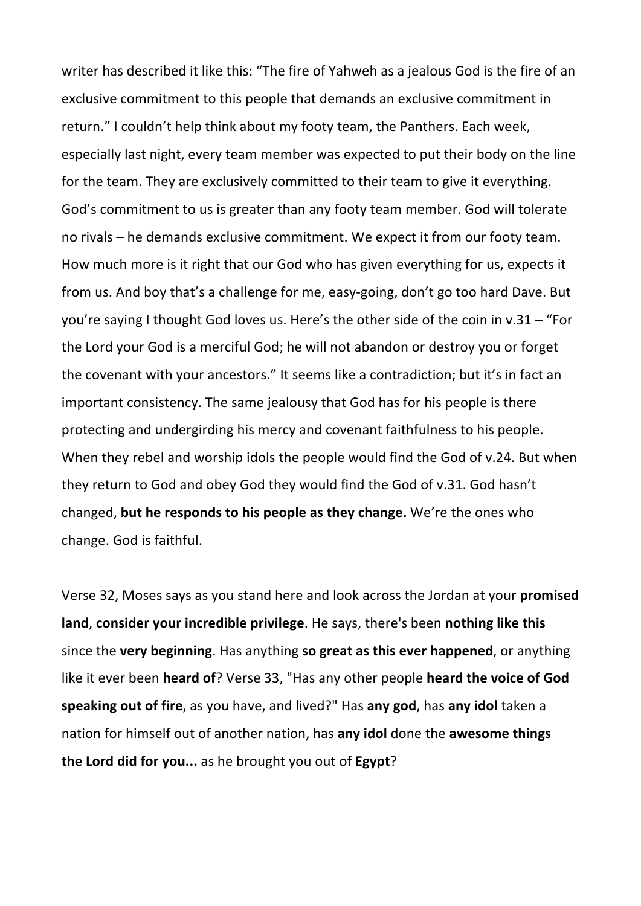writer has described it like this: “The fire of Yahweh as a jealous God is the fire of an exclusive commitment to this people that demands an exclusive commitment in return.” I couldn’t help think about my footy team, the Panthers. Each week, especially last night, every team member was expected to put their body on the line for the team. They are exclusively committed to their team to give it everything. God’s commitment to us is greater than any footy team member. God will tolerate no rivals – he demands exclusive commitment. We expect it from our footy team. How much more is it right that our God who has given everything for us, expects it from us. And boy that’s a challenge for me, easy-going, don’t go too hard Dave. But you’re saying I thought God loves us. Here’s the other side of the coin in v.31 – “For the Lord your God is a merciful God; he will not abandon or destroy you or forget the covenant with your ancestors.” It seems like a contradiction; but it’s in fact an important consistency. The same jealousy that God has for his people is there protecting and undergirding his mercy and covenant faithfulness to his people. When they rebel and worship idols the people would find the God of v.24. But when they return to God and obey God they would find the God of v.31. God hasn’t changed, **but he responds to his people as they change.** We’re the ones who change. God is faithful.

Verse 32, Moses says as you stand here and look across the Jordan at your **promised land**, **consider your incredible privilege**. He says, there's been **nothing like this** since the **very beginning**. Has anything **so great as this ever happened**, or anything like it ever been **heard of**? Verse 33, "Has any other people **heard the voice of God speaking out of fire**, as you have, and lived?" Has **any god**, has **any idol** taken a nation for himself out of another nation, has **any idol** done the **awesome things the Lord did for you...** as he brought you out of **Egypt**?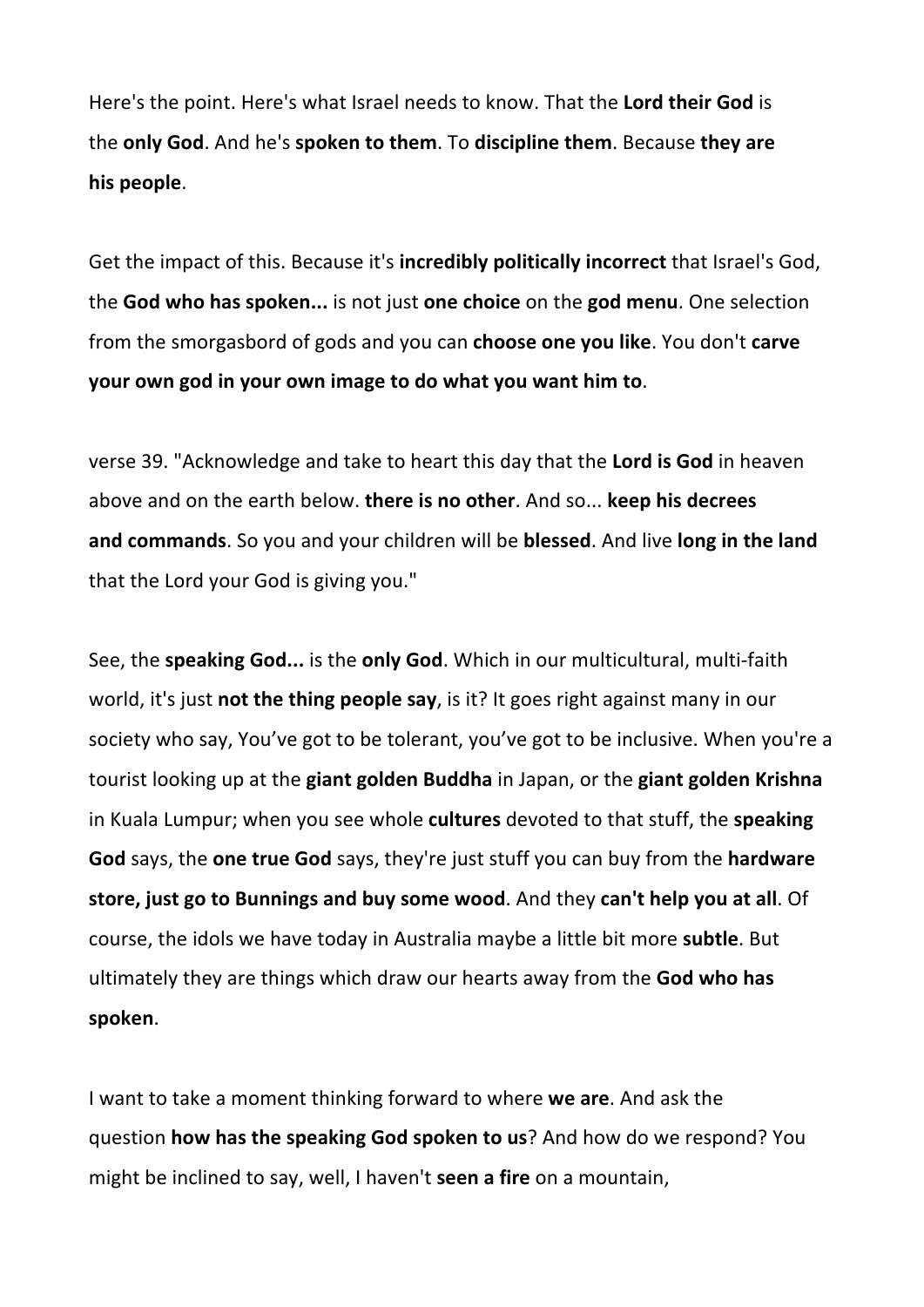Here's the point. Here's what Israel needs to know. That the **Lord their God** is the **only God**. And he's **spoken to them**. To **discipline them**. Because **they are his people**.

Get the impact of this. Because it's **incredibly politically incorrect** that Israel's God, the **God who has spoken...** is not just **one choice** on the **god menu**. One selection from the smorgasbord of gods and you can **choose one you like**. You don't **carve your own god in your own image to do what you want him to**.

verse 39. "Acknowledge and take to heart this day that the **Lord is God** in heaven above and on the earth below. **there is no other**. And so... **keep his decrees and commands**. So you and your children will be **blessed**. And live **long in the land** that the Lord your God is giving you."

See, the **speaking God...** is the **only God**. Which in our multicultural, multi-faith world, it's just **not the thing people say**, is it? It goes right against many in our society who say, You've got to be tolerant, you've got to be inclusive. When you're a tourist looking up at the **giant golden Buddha** in Japan, or the **giant golden Krishna** in Kuala Lumpur; when you see whole **cultures** devoted to that stuff, the **speaking God** says, the **one true God** says, they're just stuff you can buy from the **hardware store, just go to Bunnings and buy some wood**. And they **can't help you at all**. Of course, the idols we have today in Australia maybe a little bit more **subtle**. But ultimately they are things which draw our hearts away from the **God who has spoken**.

I want to take a moment thinking forward to where **we are**. And ask the question **how has the speaking God spoken to us**? And how do we respond? You might be inclined to say, well, I haven't **seen a fire** on a mountain,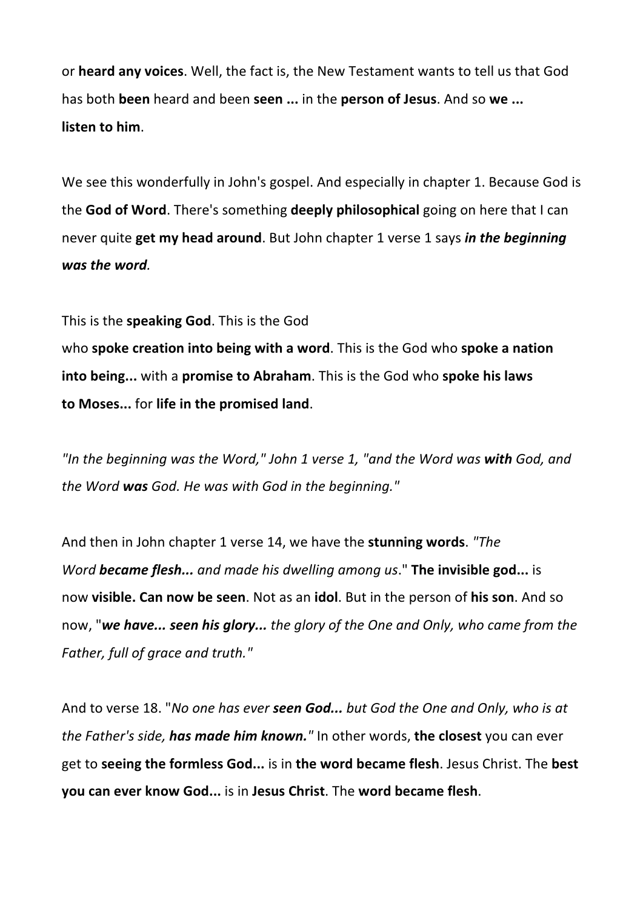or **heard any voices**. Well, the fact is, the New Testament wants to tell us that God has both **been** heard and been **seen ...** in the **person of Jesus**. And so **we ... listen to him**.

We see this wonderfully in John's gospel. And especially in chapter 1. Because God is the **God of Word**. There's something **deeply philosophical** going on here that I can never quite **get my head around**. But John chapter 1 verse 1 says ***in the beginning was the word***.

This is the **speaking God**. This is the God who **spoke creation into being with a word**. This is the God who **spoke a nation into being...** with a **promise to Abraham**. This is the God who **spoke his laws to Moses...** for **life in the promised land**.

*"In the beginning was the Word," John 1 verse 1, "and the Word was **with** God, and the Word **was** God. He was with God in the beginning."*

And then in John chapter 1 verse 14, we have the **stunning words**. *"The Word **became flesh...** and made his dwelling among us*." **The invisible god...** is now **visible. Can now be seen**. Not as an **idol**. But in the person of **his son**. And so now, "***we have... seen his glory...*** *the glory of the One and Only, who came from the Father, full of grace and truth."*

And to verse 18. "*No one has ever **seen God...** but God the One and Only, who is at the Father's side, **has made him known.**"* In other words, **the closest** you can ever get to **seeing the formless God...** is in **the word became flesh**. Jesus Christ. The **best you can ever know God...** is in **Jesus Christ**. The **word became flesh**.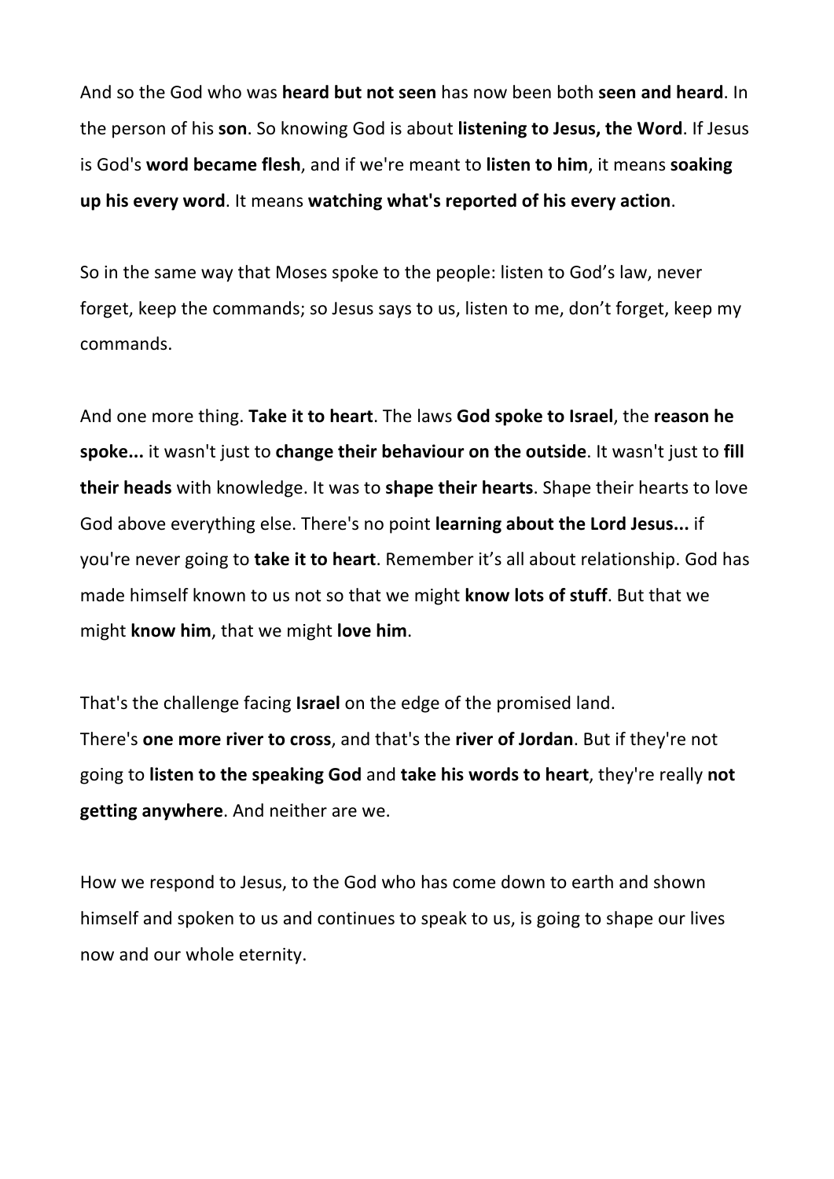And so the God who was **heard but not seen** has now been both **seen and heard**. In the person of his **son**. So knowing God is about **listening to Jesus, the Word**. If Jesus is God's **word became flesh**, and if we're meant to **listen to him**, it means **soaking up his every word**. It means **watching what's reported of his every action**.

So in the same way that Moses spoke to the people: listen to God's law, never forget, keep the commands; so Jesus says to us, listen to me, don't forget, keep my commands.

And one more thing. **Take it to heart**. The laws **God spoke to Israel**, the **reason he spoke...** it wasn't just to **change their behaviour on the outside**. It wasn't just to **fill their heads** with knowledge. It was to **shape their hearts**. Shape their hearts to love God above everything else. There's no point **learning about the Lord Jesus...** if you're never going to **take it to heart**. Remember it's all about relationship. God has made himself known to us not so that we might **know lots of stuff**. But that we might **know him**, that we might **love him**.

That's the challenge facing **Israel** on the edge of the promised land.
There's **one more river to cross**, and that's the **river of Jordan**. But if they're not going to **listen to the speaking God** and **take his words to heart**, they're really **not getting anywhere**. And neither are we.

How we respond to Jesus, to the God who has come down to earth and shown himself and spoken to us and continues to speak to us, is going to shape our lives now and our whole eternity.